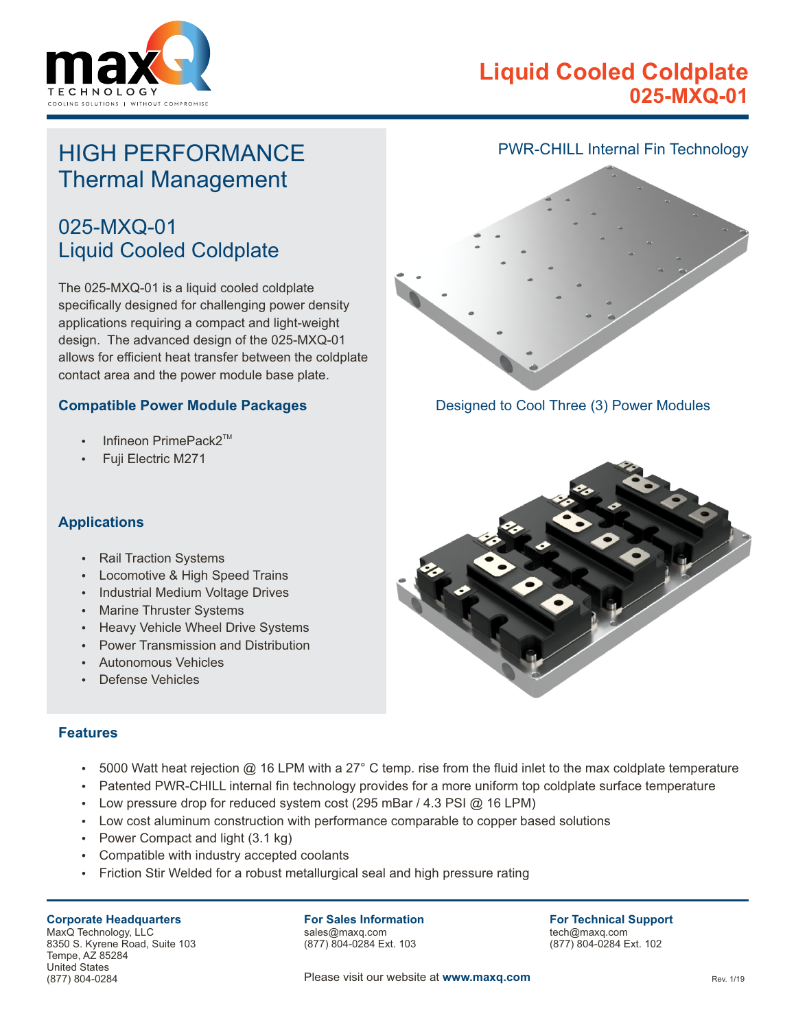# Liquid Cooled Coldplate
## 025-MXQ-01

## HIGH PERFORMANCE Thermal Management

### 025-MXQ-01 Liquid Cooled Coldplate

The 025-MXQ-01 is a liquid cooled coldplate specifically designed for challenging power density applications requiring a compact and light-weight design. The advanced design of the 025-MXQ-01 allows for efficient heat transfer between the coldplate contact area and the power module base plate.

PWR-CHILL Internal Fin Technology

Designed to Cool Three (3) Power Modules

### Compatible Power Module Packages

- Infineon PrimePack2™
- Fuji Electric M271

### Applications

- Rail Traction Systems
- Locomotive & High Speed Trains
- Industrial Medium Voltage Drives
- Marine Thruster Systems
- Heavy Vehicle Wheel Drive Systems
- Power Transmission and Distribution
- Autonomous Vehicles
- Defense Vehicles

### Features

- 5000 Watt heat rejection @ 16 LPM with a 27° C temp. rise from the fluid inlet to the max coldplate temperature
- Patented PWR-CHILL internal fin technology provides for a more uniform top coldplate surface temperature
- Low pressure drop for reduced system cost (295 mBar / 4.3 PSI @ 16 LPM)
- Low cost aluminum construction with performance comparable to copper based solutions
- Power Compact and light (3.1 kg)
- Compatible with industry accepted coolants
- Friction Stir Welded for a robust metallurgical seal and high pressure rating

**Corporate Headquarters**
MaxQ Technology, LLC
8350 S. Kyrene Road, Suite 103
Tempe, AZ 85284
United States
(877) 804-0284

**For Sales Information**
sales@maxq.com
(877) 804-0284 Ext. 103

**For Technical Support**
tech@maxq.com
(877) 804-0284 Ext. 102

Please visit our website at **www.maxq.com**

Rev. 1/19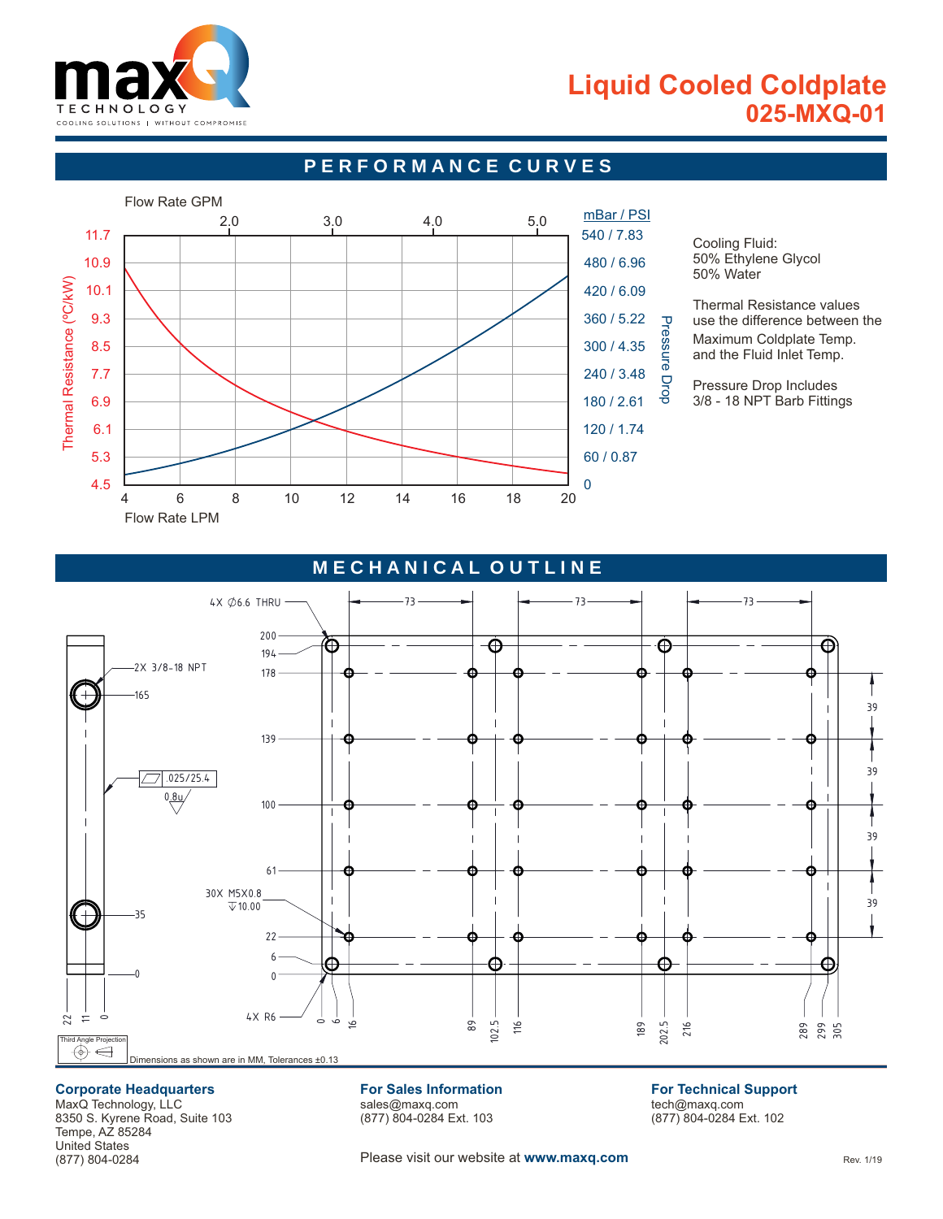# Liquid Cooled Coldplate
## 025-MXQ-01

## PERFORMANCE CURVES

Flow Rate GPM

2.0 3.0 4.0 5.0

mBar / PSI

Thermal Resistance (ºC/kW)

11.7
10.9
10.1
9.3
8.5
7.7
6.9
6.1
5.3
4.5

540 / 7.83
480 / 6.96
420 / 6.09
360 / 5.22
300 / 4.35
240 / 3.48
180 / 2.61
120 / 1.74
60 / 0.87
0

Pressure Drop

4 6 8 10 12 14 16 18 20

Flow Rate LPM

Cooling Fluid:
50% Ethylene Glycol
50% Water

Thermal Resistance values use the difference between the Maximum Coldplate Temp. and the Fluid Inlet Temp.

Pressure Drop Includes 3/8 - 18 NPT Barb Fittings

## MECHANICAL OUTLINE

4X ∅6.6 THRU

73 73 73

200
194
178
139
100
61
22
6
0

39 39 39 39

2X 3/8-18 NPT

165

.025/25.4

0.8u

35

0

30X M5X0.8
↧10.00

4X R6

22 11 0

0 6 16 89 102.5 116 189 202.5 216 289 299 305

Third Angle Projection

Dimensions as shown are in MM, Tolerances ±0.13

**Corporate Headquarters**
MaxQ Technology, LLC
8350 S. Kyrene Road, Suite 103
Tempe, AZ 85284
United States
(877) 804-0284

**For Sales Information**
sales@maxq.com
(877) 804-0284 Ext. 103

**For Technical Support**
tech@maxq.com
(877) 804-0284 Ext. 102

Please visit our website at **www.maxq.com**

Rev. 1/19